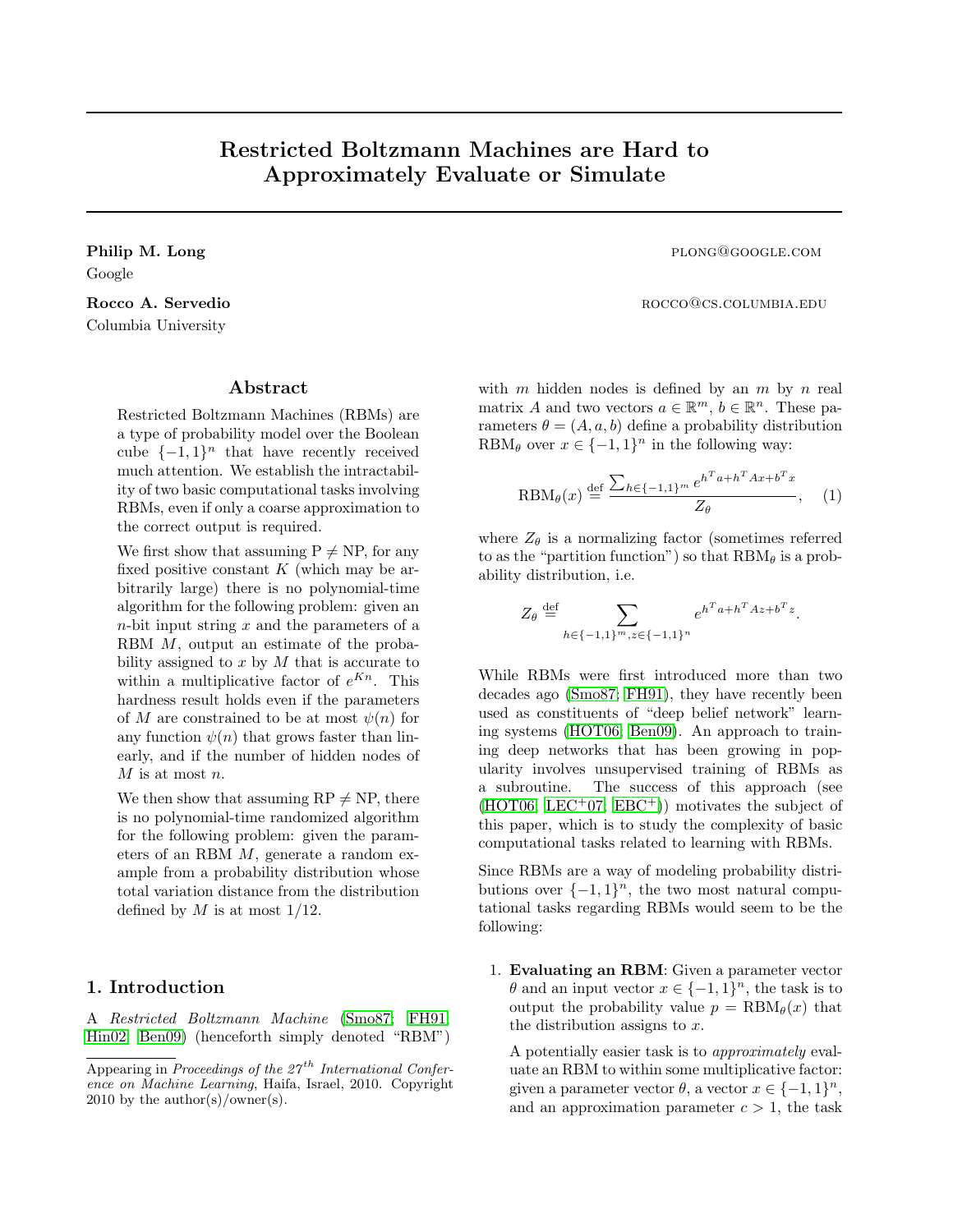# Restricted Boltzmann Machines are Hard to Approximately Evaluate or Simulate

**Philip M. Long** plong@google.com
Google

**Rocco A. Servedio** rocco@cs.columbia.edu
Columbia University

## Abstract

Restricted Boltzmann Machines (RBMs) are a type of probability model over the Boolean cube $\{-1,1\}^n$ that have recently received much attention. We establish the intractability of two basic computational tasks involving RBMs, even if only a coarse approximation to the correct output is required.

We first show that assuming P $\neq$ NP, for any fixed positive constant $K$ (which may be arbitrarily large) there is no polynomial-time algorithm for the following problem: given an $n$-bit input string $x$ and the parameters of a RBM $M$, output an estimate of the probability assigned to $x$ by $M$ that is accurate to within a multiplicative factor of $e^{Kn}$. This hardness result holds even if the parameters of $M$ are constrained to be at most $\psi(n)$ for any function $\psi(n)$ that grows faster than linearly, and if the number of hidden nodes of $M$ is at most $n$.

We then show that assuming RP $\neq$ NP, there is no polynomial-time randomized algorithm for the following problem: given the parameters of an RBM $M$, generate a random example from a probability distribution whose total variation distance from the distribution defined by $M$ is at most 1/12.

## 1. Introduction

A *Restricted Boltzmann Machine* (Smo87; FH91; Hin02; Ben09) (henceforth simply denoted "RBM") with $m$ hidden nodes is defined by an $m$ by $n$ real matrix $A$ and two vectors $a \in \mathbb{R}^m$, $b \in \mathbb{R}^n$. These parameters $\theta = (A, a, b)$ define a probability distribution $\mathrm{RBM}_\theta$ over $x \in \{-1,1\}^n$ in the following way:

$$\mathrm{RBM}_\theta(x) \stackrel{\text{def}}{=} \frac{\sum_{h \in \{-1,1\}^m} e^{h^T a + h^T A x + b^T x}}{Z_\theta}, \quad (1)$$

where $Z_\theta$ is a normalizing factor (sometimes referred to as the "partition function") so that $\mathrm{RBM}_\theta$ is a probability distribution, i.e.

$$Z_\theta \stackrel{\text{def}}{=} \sum_{h \in \{-1,1\}^m, z \in \{-1,1\}^n} e^{h^T a + h^T A z + b^T z}.$$

While RBMs were first introduced more than two decades ago (Smo87; FH91), they have recently been used as constituents of "deep belief network" learning systems (HOT06; Ben09). An approach to training deep networks that has been growing in popularity involves unsupervised training of RBMs as a subroutine. The success of this approach (see (HOT06; LEC+07; EBC+)) motivates the subject of this paper, which is to study the complexity of basic computational tasks related to learning with RBMs.

Since RBMs are a way of modeling probability distributions over $\{-1,1\}^n$, the two most natural computational tasks regarding RBMs would seem to be the following:

1. **Evaluating an RBM**: Given a parameter vector $\theta$ and an input vector $x \in \{-1,1\}^n$, the task is to output the probability value $p = \mathrm{RBM}_\theta(x)$ that the distribution assigns to $x$.

   A potentially easier task is to *approximately* evaluate an RBM to within some multiplicative factor: given a parameter vector $\theta$, a vector $x \in \{-1,1\}^n$, and an approximation parameter $c > 1$, the task

Appearing in *Proceedings of the 27th International Conference on Machine Learning*, Haifa, Israel, 2010. Copyright 2010 by the author(s)/owner(s).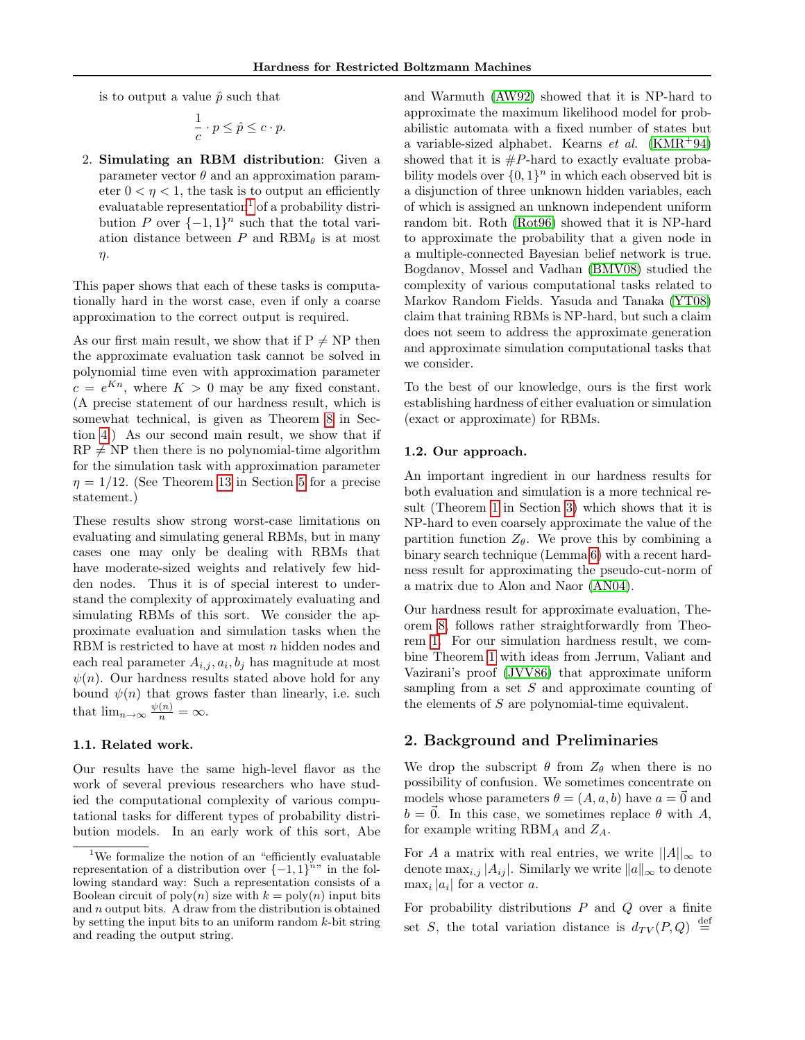is to output a value $\hat{p}$ such that

$$\frac{1}{c} \cdot p \leq \hat{p} \leq c \cdot p.$$

2. **Simulating an RBM distribution**: Given a parameter vector $\theta$ and an approximation parameter $0 < \eta < 1$, the task is to output an efficiently evaluatable representation[1] of a probability distribution $P$ over $\{-1,1\}^n$ such that the total variation distance between $P$ and $\text{RBM}_\theta$ is at most $\eta$.

This paper shows that each of these tasks is computationally hard in the worst case, even if only a coarse approximation to the correct output is required.

As our first main result, we show that if $\text{P} \neq \text{NP}$ then the approximate evaluation task cannot be solved in polynomial time even with approximation parameter $c = e^{Kn}$, where $K > 0$ may be any fixed constant. (A precise statement of our hardness result, which is somewhat technical, is given as Theorem 8 in Section 4.) As our second main result, we show that if $\text{RP} \neq \text{NP}$ then there is no polynomial-time algorithm for the simulation task with approximation parameter $\eta = 1/12$. (See Theorem 13 in Section 5 for a precise statement.)

These results show strong worst-case limitations on evaluating and simulating general RBMs, but in many cases one may only be dealing with RBMs that have moderate-sized weights and relatively few hidden nodes. Thus it is of special interest to understand the complexity of approximately evaluating and simulating RBMs of this sort. We consider the approximate evaluation and simulation tasks when the RBM is restricted to have at most $n$ hidden nodes and each real parameter $A_{i,j}, a_i, b_j$ has magnitude at most $\psi(n)$. Our hardness results stated above hold for any bound $\psi(n)$ that grows faster than linearly, i.e. such that $\lim_{n\to\infty} \frac{\psi(n)}{n} = \infty$.

### 1.1. Related work.

Our results have the same high-level flavor as the work of several previous researchers who have studied the computational complexity of various computational tasks for different types of probability distribution models. In an early work of this sort, Abe and Warmuth (AW92) showed that it is NP-hard to approximate the maximum likelihood model for probabilistic automata with a fixed number of states but a variable-sized alphabet. Kearns *et al.* (KMR+94) showed that it is #P-hard to exactly evaluate probability models over $\{0,1\}^n$ in which each observed bit is a disjunction of three unknown hidden variables, each of which is assigned an unknown independent uniform random bit. Roth (Rot96) showed that it is NP-hard to approximate the probability that a given node in a multiple-connected Bayesian belief network is true. Bogdanov, Mossel and Vadhan (BMV08) studied the complexity of various computational tasks related to Markov Random Fields. Yasuda and Tanaka (YT08) claim that training RBMs is NP-hard, but such a claim does not seem to address the approximate generation and approximate simulation computational tasks that we consider.

To the best of our knowledge, ours is the first work establishing hardness of either evaluation or simulation (exact or approximate) for RBMs.

### 1.2. Our approach.

An important ingredient in our hardness results for both evaluation and simulation is a more technical result (Theorem 1 in Section 3) which shows that it is NP-hard to even coarsely approximate the value of the partition function $Z_\theta$. We prove this by combining a binary search technique (Lemma 6) with a recent hardness result for approximating the pseudo-cut-norm of a matrix due to Alon and Naor (AN04).

Our hardness result for approximate evaluation, Theorem 8, follows rather straightforwardly from Theorem 1. For our simulation hardness result, we combine Theorem 1 with ideas from Jerrum, Valiant and Vazirani's proof (JVV86) that approximate uniform sampling from a set $S$ and approximate counting of the elements of $S$ are polynomial-time equivalent.

## 2. Background and Preliminaries

We drop the subscript $\theta$ from $Z_\theta$ when there is no possibility of confusion. We sometimes concentrate on models whose parameters $\theta = (A, a, b)$ have $a = \vec{0}$ and $b = \vec{0}$. In this case, we sometimes replace $\theta$ with $A$, for example writing $\text{RBM}_A$ and $Z_A$.

For $A$ a matrix with real entries, we write $||A||_\infty$ to denote $\max_{i,j} |A_{ij}|$. Similarly we write $\|a\|_\infty$ to denote $\max_i |a_i|$ for a vector $a$.

For probability distributions $P$ and $Q$ over a finite set $S$, the total variation distance is $d_{TV}(P,Q) \stackrel{\text{def}}{=}$

[1] We formalize the notion of an "efficiently evaluatable representation of a distribution over $\{-1,1\}^n$" in the following standard way: Such a representation consists of a Boolean circuit of $\text{poly}(n)$ size with $k = \text{poly}(n)$ input bits and $n$ output bits. A draw from the distribution is obtained by setting the input bits to an uniform random $k$-bit string and reading the output string.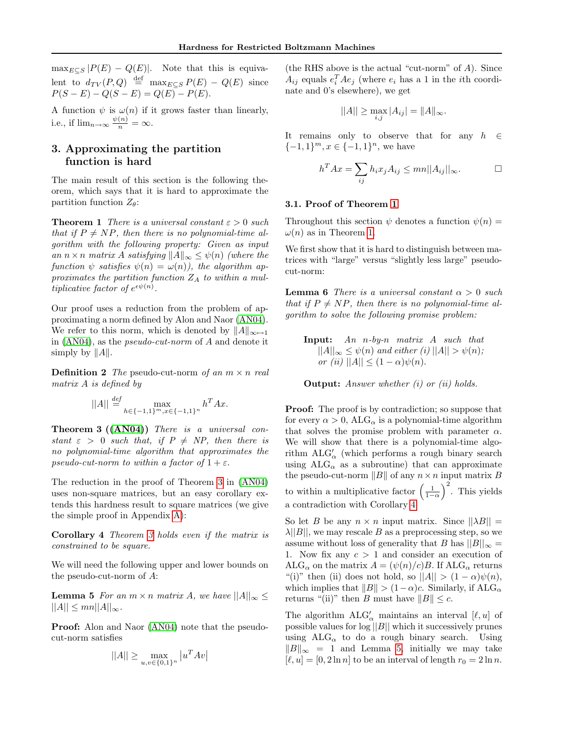$\max_{E \subseteq S} |P(E) - Q(E)|$. Note that this is equivalent to $d_{TV}(P,Q) \stackrel{\text{def}}{=} \max_{E \subseteq S} P(E) - Q(E)$ since $P(S-E) - Q(S-E) = Q(E) - P(E)$.

A function $\psi$ is $\omega(n)$ if it grows faster than linearly, i.e., if $\lim_{n\to\infty} \frac{\psi(n)}{n} = \infty$.

## 3. Approximating the partition function is hard

The main result of this section is the following theorem, which says that it is hard to approximate the partition function $Z_\theta$:

**Theorem 1** *There is a universal constant $\varepsilon > 0$ such that if $P \neq NP$, then there is no polynomial-time algorithm with the following property: Given as input an $n \times n$ matrix $A$ satisfying $\|A\|_\infty \le \psi(n)$ (where the function $\psi$ satisfies $\psi(n) = \omega(n)$), the algorithm approximates the partition function $Z_A$ to within a multiplicative factor of $e^{\epsilon\psi(n)}$.*

Our proof uses a reduction from the problem of approximating a norm defined by Alon and Naor (AN04). We refer to this norm, which is denoted by $\|A\|_{\infty\mapsto 1}$ in (AN04), as the *pseudo-cut-norm* of $A$ and denote it simply by $\|A\|$.

**Definition 2** *The* pseudo-cut-norm *of an $m \times n$ real matrix $A$ is defined by*

$$||A|| \stackrel{\text{def}}{=} \max_{h\in\{-1,1\}^m, x\in\{-1,1\}^n} h^T A x.$$

**Theorem 3 ((AN04))** *There is a universal constant $\varepsilon > 0$ such that, if $P \neq NP$, then there is no polynomial-time algorithm that approximates the pseudo-cut-norm to within a factor of $1 + \varepsilon$.*

The reduction in the proof of Theorem 3 in (AN04) uses non-square matrices, but an easy corollary extends this hardness result to square matrices (we give the simple proof in Appendix A):

**Corollary 4** *Theorem 3 holds even if the matrix is constrained to be square.*

We will need the following upper and lower bounds on the pseudo-cut-norm of $A$:

**Lemma 5** *For an $m \times n$ matrix $A$, we have $||A||_\infty \le ||A|| \le mn||A||_\infty$.*

**Proof:** Alon and Naor (AN04) note that the pseudo-cut-norm satisfies

$$||A|| \ge \max_{u,v\in\{0,1\}^n} \left|u^T A v\right|$$

(the RHS above is the actual "cut-norm" of $A$). Since $A_{ij}$ equals $e_i^T A e_j$ (where $e_i$ has a 1 in the $i$th coordinate and 0's elsewhere), we get

$$||A|| \ge \max_{i,j} |A_{ij}| = \|A\|_\infty.$$

It remains only to observe that for any $h \in \{-1,1\}^m, x \in \{-1,1\}^n$, we have

$$h^T A x = \sum_{ij} h_i x_j A_{ij} \le mn||A_{ij}||_\infty. \qquad \square$$

### 3.1. Proof of Theorem 1

Throughout this section $\psi$ denotes a function $\psi(n) = \omega(n)$ as in Theorem 1.

We first show that it is hard to distinguish between matrices with "large" versus "slightly less large" pseudo-cut-norm:

**Lemma 6** *There is a universal constant $\alpha > 0$ such that if $P \neq NP$, then there is no polynomial-time algorithm to solve the following promise problem:*

> **Input:** *An $n$-by-$n$ matrix $A$ such that $||A||_\infty \le \psi(n)$ and either (i) $||A|| > \psi(n)$; or (ii) $||A|| \le (1-\alpha)\psi(n)$.*
>
> **Output:** *Answer whether (i) or (ii) holds.*

**Proof:** The proof is by contradiction; so suppose that for every $\alpha > 0$, $\text{ALG}_\alpha$ is a polynomial-time algorithm that solves the promise problem with parameter $\alpha$. We will show that there is a polynomial-time algorithm $\text{ALG}'_\alpha$ (which performs a rough binary search using $\text{ALG}_\alpha$ as a subroutine) that can approximate the pseudo-cut-norm $\|B\|$ of any $n \times n$ input matrix $B$ to within a multiplicative factor $\left(\frac{1}{1-\alpha}\right)^2$. This yields a contradiction with Corollary 4.

So let $B$ be any $n \times n$ input matrix. Since $||\lambda B|| = \lambda||B||$, we may rescale $B$ as a preprocessing step, so we assume without loss of generality that $B$ has $||B||_\infty = 1$. Now fix any $c > 1$ and consider an execution of $\text{ALG}_\alpha$ on the matrix $A = (\psi(n)/c)B$. If $\text{ALG}_\alpha$ returns "(i)" then (ii) does not hold, so $||A|| > (1-\alpha)\psi(n)$, which implies that $\|B\| > (1-\alpha)c$. Similarly, if $\text{ALG}_\alpha$ returns "(ii)" then $B$ must have $\|B\| \le c$.

The algorithm $\text{ALG}'_\alpha$ maintains an interval $[\ell, u]$ of possible values for $\log ||B||$ which it successively prunes using $\text{ALG}_\alpha$ to do a rough binary search. Using $\|B\|_\infty = 1$ and Lemma 5, initially we may take $[\ell, u] = [0, 2\ln n]$ to be an interval of length $r_0 = 2\ln n$.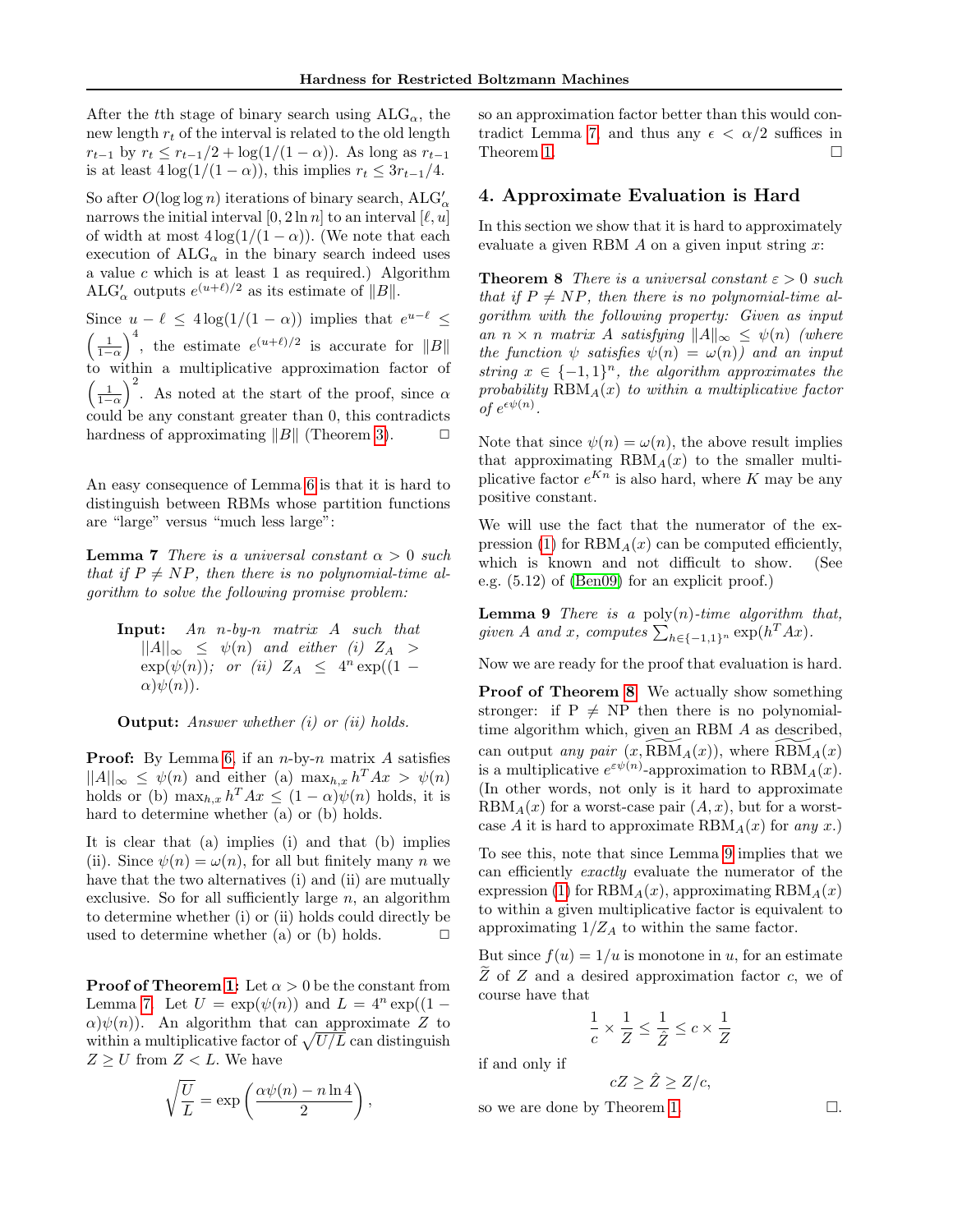After the $t$th stage of binary search using $\mathrm{ALG}_\alpha$, the new length $r_t$ of the interval is related to the old length $r_{t-1}$ by $r_t \leq r_{t-1}/2 + \log(1/(1-\alpha))$. As long as $r_{t-1}$ is at least $4\log(1/(1-\alpha))$, this implies $r_t \leq 3r_{t-1}/4$.

So after $O(\log\log n)$ iterations of binary search, $\mathrm{ALG}'_\alpha$ narrows the initial interval $[0, 2\ln n]$ to an interval $[\ell, u]$ of width at most $4\log(1/(1-\alpha))$. (We note that each execution of $\mathrm{ALG}_\alpha$ in the binary search indeed uses a value $c$ which is at least 1 as required.) Algorithm $\mathrm{ALG}'_\alpha$ outputs $e^{(u+\ell)/2}$ as its estimate of $\|B\|$.

Since $u - \ell \leq 4\log(1/(1-\alpha))$ implies that $e^{u-\ell} \leq \left(\frac{1}{1-\alpha}\right)^4$, the estimate $e^{(u+\ell)/2}$ is accurate for $\|B\|$ to within a multiplicative approximation factor of $\left(\frac{1}{1-\alpha}\right)^2$. As noted at the start of the proof, since $\alpha$ could be any constant greater than 0, this contradicts hardness of approximating $\|B\|$ (Theorem 3). □

An easy consequence of Lemma 6 is that it is hard to distinguish between RBMs whose partition functions are "large" versus "much less large":

**Lemma 7** *There is a universal constant $\alpha > 0$ such that if $P \neq NP$, then there is no polynomial-time algorithm to solve the following promise problem:*

> **Input:** *An $n$-by-$n$ matrix $A$ such that $\|A\|_\infty \leq \psi(n)$ and either (i) $Z_A > \exp(\psi(n))$; or (ii) $Z_A \leq 4^n \exp((1-\alpha)\psi(n))$.*
>
> **Output:** *Answer whether (i) or (ii) holds.*

**Proof:** By Lemma 6, if an $n$-by-$n$ matrix $A$ satisfies $\|A\|_\infty \leq \psi(n)$ and either (a) $\max_{h,x} h^T A x > \psi(n)$ holds or (b) $\max_{h,x} h^T A x \leq (1-\alpha)\psi(n)$ holds, it is hard to determine whether (a) or (b) holds.

It is clear that (a) implies (i) and that (b) implies (ii). Since $\psi(n) = \omega(n)$, for all but finitely many $n$ we have that the two alternatives (i) and (ii) are mutually exclusive. So for all sufficiently large $n$, an algorithm to determine whether (i) or (ii) holds could directly be used to determine whether (a) or (b) holds. □

**Proof of Theorem 1:** Let $\alpha > 0$ be the constant from Lemma 7. Let $U = \exp(\psi(n))$ and $L = 4^n \exp((1-\alpha)\psi(n))$. An algorithm that can approximate $Z$ to within a multiplicative factor of $\sqrt{U/L}$ can distinguish $Z \geq U$ from $Z < L$. We have

$$\sqrt{\frac{U}{L}} = \exp\left(\frac{\alpha\psi(n) - n\ln 4}{2}\right),$$

so an approximation factor better than this would contradict Lemma 7, and thus any $\epsilon < \alpha/2$ suffices in Theorem 1. □

## 4. Approximate Evaluation is Hard

In this section we show that it is hard to approximately evaluate a given RBM $A$ on a given input string $x$:

**Theorem 8** *There is a universal constant $\varepsilon > 0$ such that if $P \neq NP$, then there is no polynomial-time algorithm with the following property: Given as input an $n \times n$ matrix $A$ satisfying $\|A\|_\infty \leq \psi(n)$ (where the function $\psi$ satisfies $\psi(n) = \omega(n)$) and an input string $x \in \{-1,1\}^n$, the algorithm approximates the probability $\mathrm{RBM}_A(x)$ to within a multiplicative factor of $e^{\epsilon\psi(n)}$.*

Note that since $\psi(n) = \omega(n)$, the above result implies that approximating $\mathrm{RBM}_A(x)$ to the smaller multiplicative factor $e^{Kn}$ is also hard, where $K$ may be any positive constant.

We will use the fact that the numerator of the expression (1) for $\mathrm{RBM}_A(x)$ can be computed efficiently, which is known and not difficult to show. (See e.g. (5.12) of (Ben09) for an explicit proof.)

**Lemma 9** *There is a $\mathrm{poly}(n)$-time algorithm that, given $A$ and $x$, computes $\sum_{h\in\{-1,1\}^n} \exp(h^T A x)$.*

Now we are ready for the proof that evaluation is hard.

**Proof of Theorem 8.** We actually show something stronger: if P $\neq$ NP then there is no polynomial-time algorithm which, given an RBM $A$ as described, can output *any pair* $(x, \widetilde{\mathrm{RBM}}_A(x))$, where $\widetilde{\mathrm{RBM}}_A(x)$ is a multiplicative $e^{\varepsilon\psi(n)}$-approximation to $\mathrm{RBM}_A(x)$. (In other words, not only is it hard to approximate $\mathrm{RBM}_A(x)$ for a worst-case pair $(A, x)$, but for a worst-case $A$ it is hard to approximate $\mathrm{RBM}_A(x)$ for *any* $x$.)

To see this, note that since Lemma 9 implies that we can efficiently *exactly* evaluate the numerator of the expression (1) for $\mathrm{RBM}_A(x)$, approximating $\mathrm{RBM}_A(x)$ to within a given multiplicative factor is equivalent to approximating $1/Z_A$ to within the same factor.

But since $f(u) = 1/u$ is monotone in $u$, for an estimate $\widetilde{Z}$ of $Z$ and a desired approximation factor $c$, we of course have that

$$\frac{1}{c} \times \frac{1}{Z} \leq \frac{1}{\hat{Z}} \leq c \times \frac{1}{Z}$$

if and only if

$$cZ \geq \hat{Z} \geq Z/c,$$

so we are done by Theorem 1. □.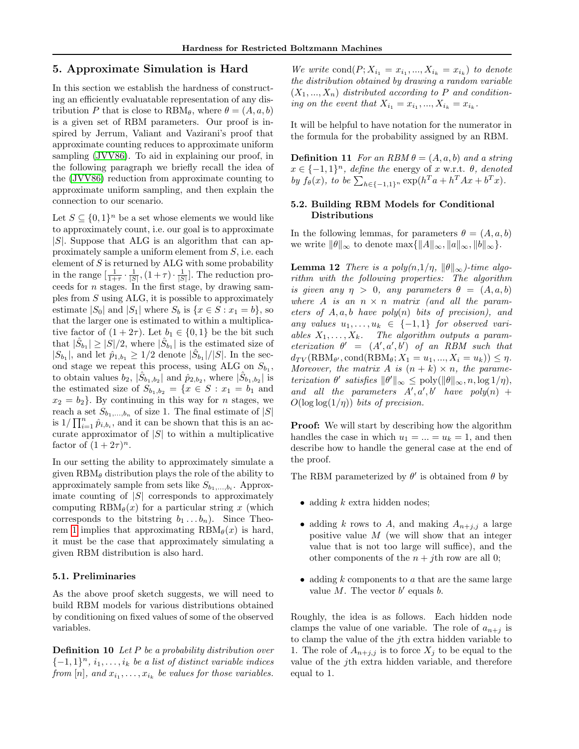## 5. Approximate Simulation is Hard

In this section we establish the hardness of constructing an efficiently evaluatable representation of any distribution $P$ that is close to $\text{RBM}_\theta$, where $\theta = (A, a, b)$ is a given set of RBM parameters. Our proof is inspired by Jerrum, Valiant and Vazirani's proof that approximate counting reduces to approximate uniform sampling (JVV86). To aid in explaining our proof, in the following paragraph we briefly recall the idea of the (JVV86) reduction from approximate counting to approximate uniform sampling, and then explain the connection to our scenario.

Let $S \subseteq \{0,1\}^n$ be a set whose elements we would like to approximately count, i.e. our goal is to approximate $|S|$. Suppose that ALG is an algorithm that can approximately sample a uniform element from $S$, i.e. each element of $S$ is returned by ALG with some probability in the range $[\frac{1}{1+\tau} \cdot \frac{1}{|S|}, (1+\tau) \cdot \frac{1}{|S|}]$. The reduction proceeds for $n$ stages. In the first stage, by drawing samples from $S$ using ALG, it is possible to approximately estimate $|S_0|$ and $|S_1|$ where $S_b$ is $\{x \in S : x_1 = b\}$, so that the larger one is estimated to within a multiplicative factor of $(1 + 2\tau)$. Let $b_1 \in \{0, 1\}$ be the bit such that $|\hat{S}_{b_1}| \geq |S|/2$, where $|\hat{S}_{b_1}|$ is the estimated size of $|S_{b_1}|$, and let $\hat{p}_{1,b_1} \geq 1/2$ denote $|\hat{S}_{b_1}|/|S|$. In the second stage we repeat this process, using ALG on $S_{b_1}$, to obtain values $b_2$, $|\hat{S}_{b_1,b_2}|$ and $\hat{p}_{2,b_2}$, where $|\hat{S}_{b_1,b_2}|$ is the estimated size of $S_{b_1,b_2} = \{x \in S : x_1 = b_1$ and $x_2 = b_2\}$. By continuing in this way for $n$ stages, we reach a set $S_{b_1,...,b_n}$ of size 1. The final estimate of $|S|$ is $1/\prod_{i=1}^n \hat{p}_{i,b_i}$, and it can be shown that this is an accurate approximator of $|S|$ to within a multiplicative factor of $(1 + 2\tau)^n$.

In our setting the ability to approximately simulate a given $\text{RBM}_\theta$ distribution plays the role of the ability to approximately sample from sets like $S_{b_1,...,b_i}$. Approximate counting of $|S|$ corresponds to approximately computing $\text{RBM}_\theta(x)$ for a particular string $x$ (which corresponds to the bitstring $b_1 \ldots b_n$). Since Theorem 1 implies that approximating $\text{RBM}_\theta(x)$ is hard, it must be the case that approximately simulating a given RBM distribution is also hard.

### 5.1. Preliminaries

As the above proof sketch suggests, we will need to build RBM models for various distributions obtained by conditioning on fixed values of some of the observed variables.

**Definition 10** *Let $P$ be a probability distribution over $\{-1,1\}^n$, $i_1, \ldots, i_k$ be a list of distinct variable indices from $[n]$, and $x_{i_1}, \ldots, x_{i_k}$ be values for those variables. We write $\text{cond}(P; X_{i_1} = x_{i_1}, ..., X_{i_k} = x_{i_k})$ to denote the distribution obtained by drawing a random variable $(X_1, ..., X_n)$ distributed according to $P$ and conditioning on the event that $X_{i_1} = x_{i_1}, ..., X_{i_k} = x_{i_k}$.*

It will be helpful to have notation for the numerator in the formula for the probability assigned by an RBM.

**Definition 11** *For an RBM $\theta = (A, a, b)$ and a string $x \in \{-1,1\}^n$, define the* energy of $x$ w.r.t. $\theta$*, denoted by $f_\theta(x)$, to be $\sum_{h \in \{-1,1\}^n} \exp(h^T a + h^T Ax + b^T x)$.*

### 5.2. Building RBM Models for Conditional Distributions

In the following lemmas, for parameters $\theta = (A, a, b)$ we write $\|\theta\|_\infty$ to denote $\max\{\|A\|_\infty, \|a\|_\infty, \|b\|_\infty\}$.

**Lemma 12** *There is a poly($n$,$1/\eta$, $\|\theta\|_\infty$)-time algorithm with the following properties: The algorithm is given any $\eta > 0$, any parameters $\theta = (A, a, b)$ where $A$ is an $n \times n$ matrix (and all the parameters of $A, a, b$ have poly($n$) bits of precision), and any values $u_1, \ldots, u_k \in \{-1,1\}$ for observed variables $X_1, \ldots, X_k$. The algorithm outputs a parameterization $\theta' = (A', a', b')$ of an RBM such that $d_{TV}(\text{RBM}_{\theta'}, \text{cond}(\text{RBM}_\theta; X_1 = u_1, ..., X_i = u_k)) \leq \eta$. Moreover, the matrix $A$ is $(n + k) \times n$, the parameterization $\theta'$ satisfies $\|\theta'\|_\infty \leq \text{poly}(\|\theta\|_\infty, n, \log 1/\eta)$, and all the parameters $A', a', b'$ have poly($n$) + $O(\log\log(1/\eta))$ bits of precision.*

**Proof:** We will start by describing how the algorithm handles the case in which $u_1 = ... = u_k = 1$, and then describe how to handle the general case at the end of the proof.

The RBM parameterized by $\theta'$ is obtained from $\theta$ by

- adding $k$ extra hidden nodes;
- adding $k$ rows to $A$, and making $A_{n+j,j}$ a large positive value $M$ (we will show that an integer value that is not too large will suffice), and the other components of the $n + j$th row are all 0;
- adding $k$ components to $a$ that are the same large value $M$. The vector $b'$ equals $b$.

Roughly, the idea is as follows. Each hidden node clamps the value of one variable. The role of $a_{n+j}$ is to clamp the value of the $j$th extra hidden variable to 1. The role of $A_{n+j,j}$ is to force $X_j$ to be equal to the value of the $j$th extra hidden variable, and therefore equal to 1.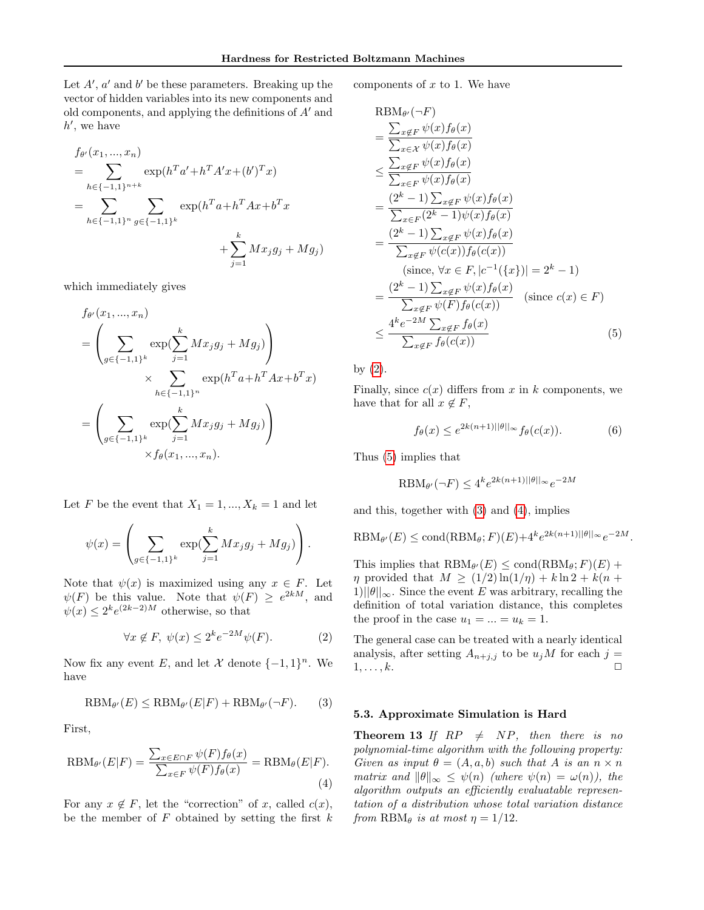Let $A'$, $a'$ and $b'$ be these parameters. Breaking up the vector of hidden variables into its new components and old components, and applying the definitions of $A'$ and $h'$, we have

$$
\begin{aligned}
& f_{\theta'}(x_1, ..., x_n) \\
&= \sum_{h \in \{-1,1\}^{n+k}} \exp(h^T a' + h^T A' x + (b')^T x) \\
&= \sum_{h \in \{-1,1\}^n} \sum_{g \in \{-1,1\}^k} \exp(h^T a + h^T A x + b^T x \\
&\qquad\qquad + \sum_{j=1}^k M x_j g_j + M g_j)
\end{aligned}
$$

which immediately gives

$$
\begin{aligned}
& f_{\theta'}(x_1, ..., x_n) \\
&= \left( \sum_{g \in \{-1,1\}^k} \exp(\sum_{j=1}^k M x_j g_j + M g_j) \right) \\
&\qquad \times \sum_{h \in \{-1,1\}^n} \exp(h^T a + h^T A x + b^T x) \\
&= \left( \sum_{g \in \{-1,1\}^k} \exp(\sum_{j=1}^k M x_j g_j + M g_j) \right) \\
&\qquad \times f_\theta(x_1, ..., x_n).
\end{aligned}
$$

Let $F$ be the event that $X_1 = 1, ..., X_k = 1$ and let

$$
\psi(x) = \left( \sum_{g \in \{-1,1\}^k} \exp(\sum_{j=1}^k M x_j g_j + M g_j) \right).
$$

Note that $\psi(x)$ is maximized using any $x \in F$. Let $\psi(F)$ be this value. Note that $\psi(F) \geq e^{2kM}$, and $\psi(x) \leq 2^k e^{(2k-2)M}$ otherwise, so that

$$
\forall x \notin F, \ \psi(x) \leq 2^k e^{-2M} \psi(F). \tag{2}
$$

Now fix any event $E$, and let $\mathcal{X}$ denote $\{-1,1\}^n$. We have

$$
\mathrm{RBM}_{\theta'}(E) \leq \mathrm{RBM}_{\theta'}(E|F) + \mathrm{RBM}_{\theta'}(\neg F). \tag{3}
$$

First,

$$
\mathrm{RBM}_{\theta'}(E|F) = \frac{\sum_{x \in E \cap F} \psi(F) f_\theta(x)}{\sum_{x \in F} \psi(F) f_\theta(x)} = \mathrm{RBM}_\theta(E|F). \tag{4}
$$

For any $x \notin F$, let the "correction" of $x$, called $c(x)$, be the member of $F$ obtained by setting the first $k$ components of $x$ to 1. We have

$$
\begin{aligned}
& \mathrm{RBM}_{\theta'}(\neg F) \\
&= \frac{\sum_{x \notin F} \psi(x) f_\theta(x)}{\sum_{x \in \mathcal{X}} \psi(x) f_\theta(x)} \\
&\leq \frac{\sum_{x \notin F} \psi(x) f_\theta(x)}{\sum_{x \in F} \psi(x) f_\theta(x)} \\
&= \frac{(2^k - 1) \sum_{x \notin F} \psi(x) f_\theta(x)}{\sum_{x \in F} (2^k - 1) \psi(x) f_\theta(x)} \\
&= \frac{(2^k - 1) \sum_{x \notin F} \psi(x) f_\theta(x)}{\sum_{x \notin F} \psi(c(x)) f_\theta(c(x))} \\
&\qquad (\text{since, } \forall x \in F, |c^{-1}(\{x\})| = 2^k - 1) \\
&= \frac{(2^k - 1) \sum_{x \notin F} \psi(x) f_\theta(x)}{\sum_{x \notin F} \psi(F) f_\theta(c(x))} \quad (\text{since } c(x) \in F) \\
&\leq \frac{4^k e^{-2M} \sum_{x \notin F} f_\theta(x)}{\sum_{x \notin F} f_\theta(c(x))}
\end{aligned} \tag{5}
$$

by (2).

Finally, since $c(x)$ differs from $x$ in $k$ components, we have that for all $x \notin F$,

$$
f_\theta(x) \leq e^{2k(n+1)||\theta||_\infty} f_\theta(c(x)). \tag{6}
$$

Thus (5) implies that

$$
\mathrm{RBM}_{\theta'}(\neg F) \leq 4^k e^{2k(n+1)||\theta||_\infty} e^{-2M}
$$

and this, together with (3) and (4), implies

$$
\mathrm{RBM}_{\theta'}(E) \leq \mathrm{cond}(\mathrm{RBM}_\theta; F)(E) + 4^k e^{2k(n+1)||\theta||_\infty} e^{-2M}.
$$

This implies that $\mathrm{RBM}_{\theta'}(E) \leq \mathrm{cond}(\mathrm{RBM}_\theta; F)(E) + \eta$ provided that $M \geq (1/2)\ln(1/\eta) + k \ln 2 + k(n+1)||\theta||_\infty$. Since the event $E$ was arbitrary, recalling the definition of total variation distance, this completes the proof in the case $u_1 = ... = u_k = 1$.

The general case can be treated with a nearly identical analysis, after setting $A_{n+j,j}$ to be $u_j M$ for each $j = 1, \ldots, k$. □

### 5.3. Approximate Simulation is Hard

**Theorem 13** *If $RP \neq NP$, then there is no polynomial-time algorithm with the following property: Given as input $\theta = (A, a, b)$ such that $A$ is an $n \times n$ matrix and $||\theta||_\infty \leq \psi(n)$ (where $\psi(n) = \omega(n)$), the algorithm outputs an efficiently evaluatable representation of a distribution whose total variation distance from $\mathrm{RBM}_\theta$ is at most $\eta = 1/12$.*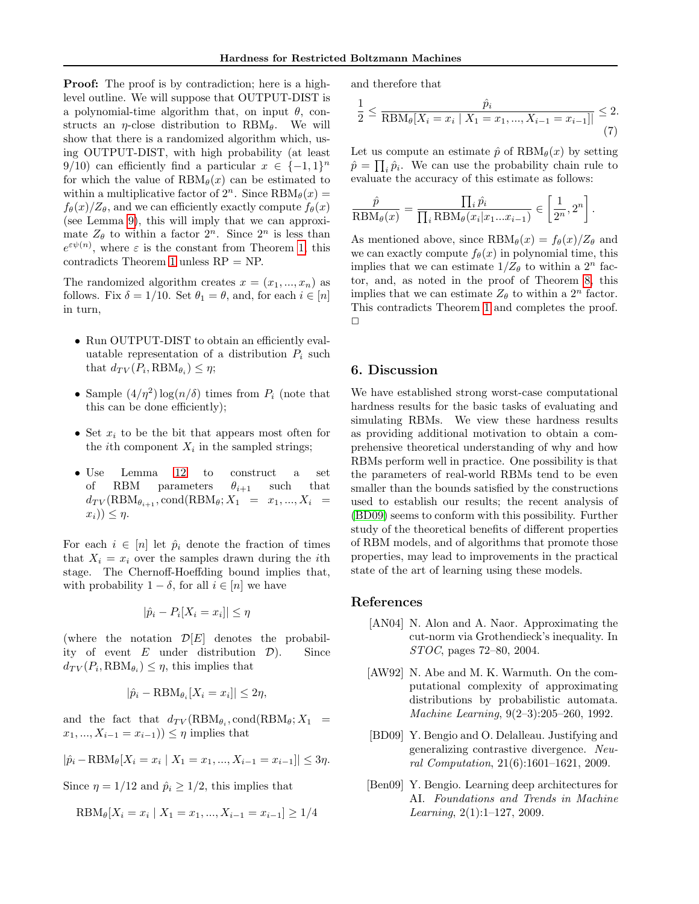**Proof:** The proof is by contradiction; here is a high-level outline. We will suppose that OUTPUT-DIST is a polynomial-time algorithm that, on input $\theta$, constructs an $\eta$-close distribution to $\mathrm{RBM}_\theta$. We will show that there is a randomized algorithm which, using OUTPUT-DIST, with high probability (at least 9/10) can efficiently find a particular $x \in \{-1,1\}^n$ for which the value of $\mathrm{RBM}_\theta(x)$ can be estimated to within a multiplicative factor of $2^n$. Since $\mathrm{RBM}_\theta(x) = f_\theta(x)/Z_\theta$, and we can efficiently exactly compute $f_\theta(x)$ (see Lemma 9), this will imply that we can approximate $Z_\theta$ to within a factor $2^n$. Since $2^n$ is less than $e^{\varepsilon\psi(n)}$, where $\varepsilon$ is the constant from Theorem 1, this contradicts Theorem 1 unless RP = NP.

The randomized algorithm creates $x = (x_1, ..., x_n)$ as follows. Fix $\delta = 1/10$. Set $\theta_1 = \theta$, and, for each $i \in [n]$ in turn,

- Run OUTPUT-DIST to obtain an efficiently evaluatable representation of a distribution $P_i$ such that $d_{TV}(P_i, \mathrm{RBM}_{\theta_i}) \leq \eta$;
- Sample $(4/\eta^2)\log(n/\delta)$ times from $P_i$ (note that this can be done efficiently);
- Set $x_i$ to be the bit that appears most often for the $i$th component $X_i$ in the sampled strings;
- Use Lemma 12 to construct a set of RBM parameters $\theta_{i+1}$ such that $d_{TV}(\mathrm{RBM}_{\theta_{i+1}}, \mathrm{cond}(\mathrm{RBM}_\theta; X_1 = x_1, ..., X_i = x_i)) \leq \eta$.

For each $i \in [n]$ let $\hat{p}_i$ denote the fraction of times that $X_i = x_i$ over the samples drawn during the $i$th stage. The Chernoff-Hoeffding bound implies that, with probability $1 - \delta$, for all $i \in [n]$ we have

$$|\hat{p}_i - P_i[X_i = x_i]| \leq \eta$$

(where the notation $\mathcal{D}[E]$ denotes the probability of event $E$ under distribution $\mathcal{D}$). Since $d_{TV}(P_i, \mathrm{RBM}_{\theta_i}) \leq \eta$, this implies that

$$|\hat{p}_i - \mathrm{RBM}_{\theta_i}[X_i = x_i]| \leq 2\eta,$$

and the fact that $d_{TV}(\mathrm{RBM}_{\theta_i}, \mathrm{cond}(\mathrm{RBM}_\theta; X_1 = x_1, ..., X_{i-1} = x_{i-1})) \leq \eta$ implies that

$$|\hat{p}_i - \mathrm{RBM}_\theta[X_i = x_i \mid X_1 = x_1, ..., X_{i-1} = x_{i-1}]| \leq 3\eta.$$

Since $\eta = 1/12$ and $\hat{p}_i \geq 1/2$, this implies that

$$\mathrm{RBM}_\theta[X_i = x_i \mid X_1 = x_1, ..., X_{i-1} = x_{i-1}] \geq 1/4$$

and therefore that

$$\frac{1}{2} \leq \frac{\hat{p}_i}{\mathrm{RBM}_\theta[X_i = x_i \mid X_1 = x_1, ..., X_{i-1} = x_{i-1}]} \leq 2. \tag{7}$$

Let us compute an estimate $\hat{p}$ of $\mathrm{RBM}_\theta(x)$ by setting $\hat{p} = \prod_i \hat{p}_i$. We can use the probability chain rule to evaluate the accuracy of this estimate as follows:

$$\frac{\hat{p}}{\mathrm{RBM}_\theta(x)} = \frac{\prod_i \hat{p}_i}{\prod_i \mathrm{RBM}_\theta(x_i|x_1...x_{i-1})} \in \left[\frac{1}{2^n}, 2^n\right].$$

As mentioned above, since $\mathrm{RBM}_\theta(x) = f_\theta(x)/Z_\theta$ and we can exactly compute $f_\theta(x)$ in polynomial time, this implies that we can estimate $1/Z_\theta$ to within a $2^n$ factor, and, as noted in the proof of Theorem 8, this implies that we can estimate $Z_\theta$ to within a $2^n$ factor. This contradicts Theorem 1 and completes the proof. □

## 6. Discussion

We have established strong worst-case computational hardness results for the basic tasks of evaluating and simulating RBMs. We view these hardness results as providing additional motivation to obtain a comprehensive theoretical understanding of why and how RBMs perform well in practice. One possibility is that the parameters of real-world RBMs tend to be even smaller than the bounds satisfied by the constructions used to establish our results; the recent analysis of (BD09) seems to conform with this possibility. Further study of the theoretical benefits of different properties of RBM models, and of algorithms that promote those properties, may lead to improvements in the practical state of the art of learning using these models.

## References

[AN04] N. Alon and A. Naor. Approximating the cut-norm via Grothendieck's inequality. In *STOC*, pages 72–80, 2004.

[AW92] N. Abe and M. K. Warmuth. On the computational complexity of approximating distributions by probabilistic automata. *Machine Learning*, 9(2–3):205–260, 1992.

[BD09] Y. Bengio and O. Delalleau. Justifying and generalizing contrastive divergence. *Neural Computation*, 21(6):1601–1621, 2009.

[Ben09] Y. Bengio. Learning deep architectures for AI. *Foundations and Trends in Machine Learning*, 2(1):1–127, 2009.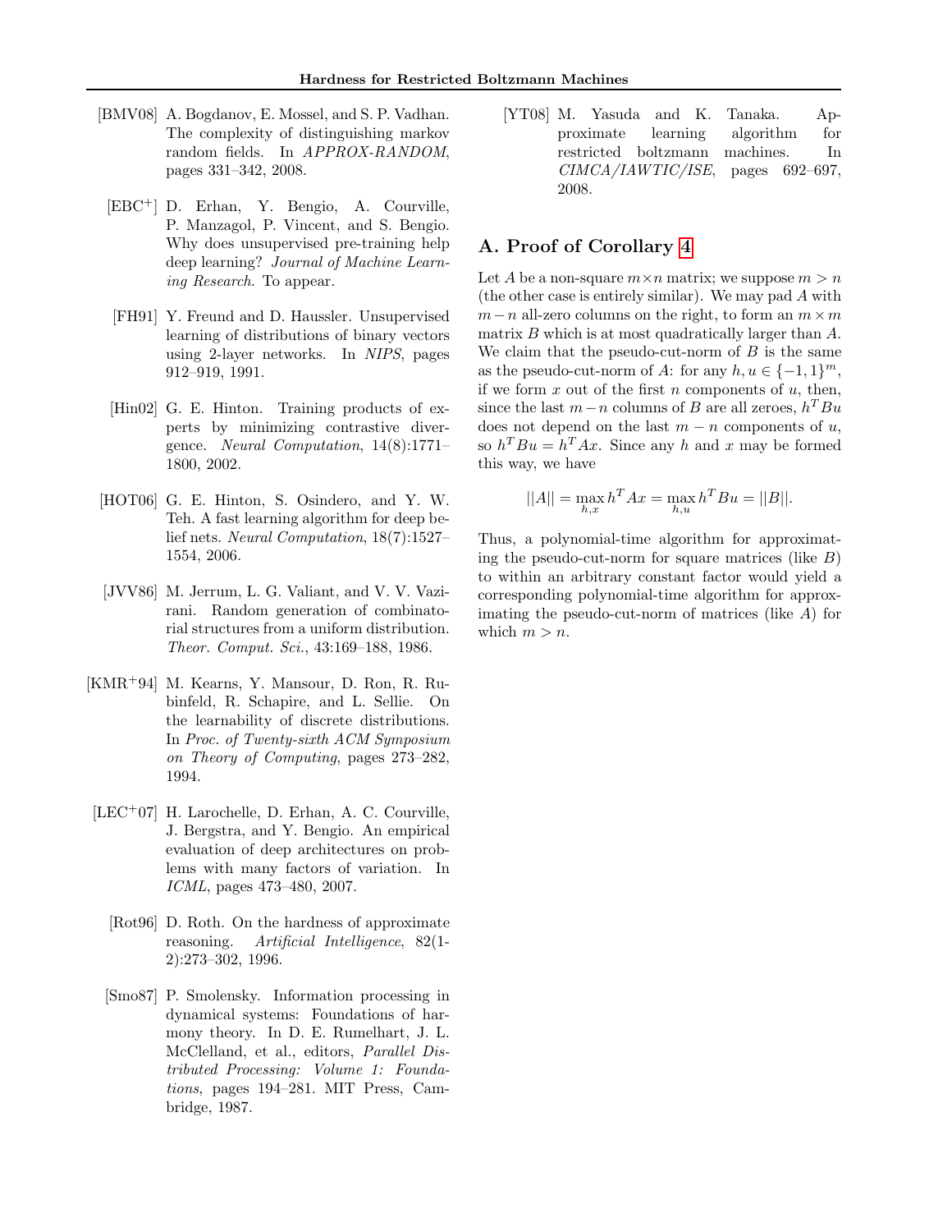- [BMV08] A. Bogdanov, E. Mossel, and S. P. Vadhan. The complexity of distinguishing markov random fields. In *APPROX-RANDOM*, pages 331–342, 2008.
- [EBC+] D. Erhan, Y. Bengio, A. Courville, P. Manzagol, P. Vincent, and S. Bengio. Why does unsupervised pre-training help deep learning? *Journal of Machine Learning Research*. To appear.
- [FH91] Y. Freund and D. Haussler. Unsupervised learning of distributions of binary vectors using 2-layer networks. In *NIPS*, pages 912–919, 1991.
- [Hin02] G. E. Hinton. Training products of experts by minimizing contrastive divergence. *Neural Computation*, 14(8):1771–1800, 2002.
- [HOT06] G. E. Hinton, S. Osindero, and Y. W. Teh. A fast learning algorithm for deep belief nets. *Neural Computation*, 18(7):1527–1554, 2006.
- [JVV86] M. Jerrum, L. G. Valiant, and V. V. Vazirani. Random generation of combinatorial structures from a uniform distribution. *Theor. Comput. Sci.*, 43:169–188, 1986.
- [KMR+94] M. Kearns, Y. Mansour, D. Ron, R. Rubinfeld, R. Schapire, and L. Sellie. On the learnability of discrete distributions. In *Proc. of Twenty-sixth ACM Symposium on Theory of Computing*, pages 273–282, 1994.
- [LEC+07] H. Larochelle, D. Erhan, A. C. Courville, J. Bergstra, and Y. Bengio. An empirical evaluation of deep architectures on problems with many factors of variation. In *ICML*, pages 473–480, 2007.
- [Rot96] D. Roth. On the hardness of approximate reasoning. *Artificial Intelligence*, 82(1-2):273–302, 1996.
- [Smo87] P. Smolensky. Information processing in dynamical systems: Foundations of harmony theory. In D. E. Rumelhart, J. L. McClelland, et al., editors, *Parallel Distributed Processing: Volume 1: Foundations*, pages 194–281. MIT Press, Cambridge, 1987.
- [YT08] M. Yasuda and K. Tanaka. Approximate learning algorithm for restricted boltzmann machines. In *CIMCA/IAWTIC/ISE*, pages 692–697, 2008.

## A. Proof of Corollary 4

Let $A$ be a non-square $m \times n$ matrix; we suppose $m > n$ (the other case is entirely similar). We may pad $A$ with $m-n$ all-zero columns on the right, to form an $m \times m$ matrix $B$ which is at most quadratically larger than $A$. We claim that the pseudo-cut-norm of $B$ is the same as the pseudo-cut-norm of $A$: for any $h, u \in \{-1, 1\}^m$, if we form $x$ out of the first $n$ components of $u$, then, since the last $m-n$ columns of $B$ are all zeroes, $h^T Bu$ does not depend on the last $m-n$ components of $u$, so $h^T Bu = h^T Ax$. Since any $h$ and $x$ may be formed this way, we have

$$||A|| = \max_{h,x} h^T Ax = \max_{h,u} h^T Bu = ||B||.$$

Thus, a polynomial-time algorithm for approximating the pseudo-cut-norm for square matrices (like $B$) to within an arbitrary constant factor would yield a corresponding polynomial-time algorithm for approximating the pseudo-cut-norm of matrices (like $A$) for which $m > n$.